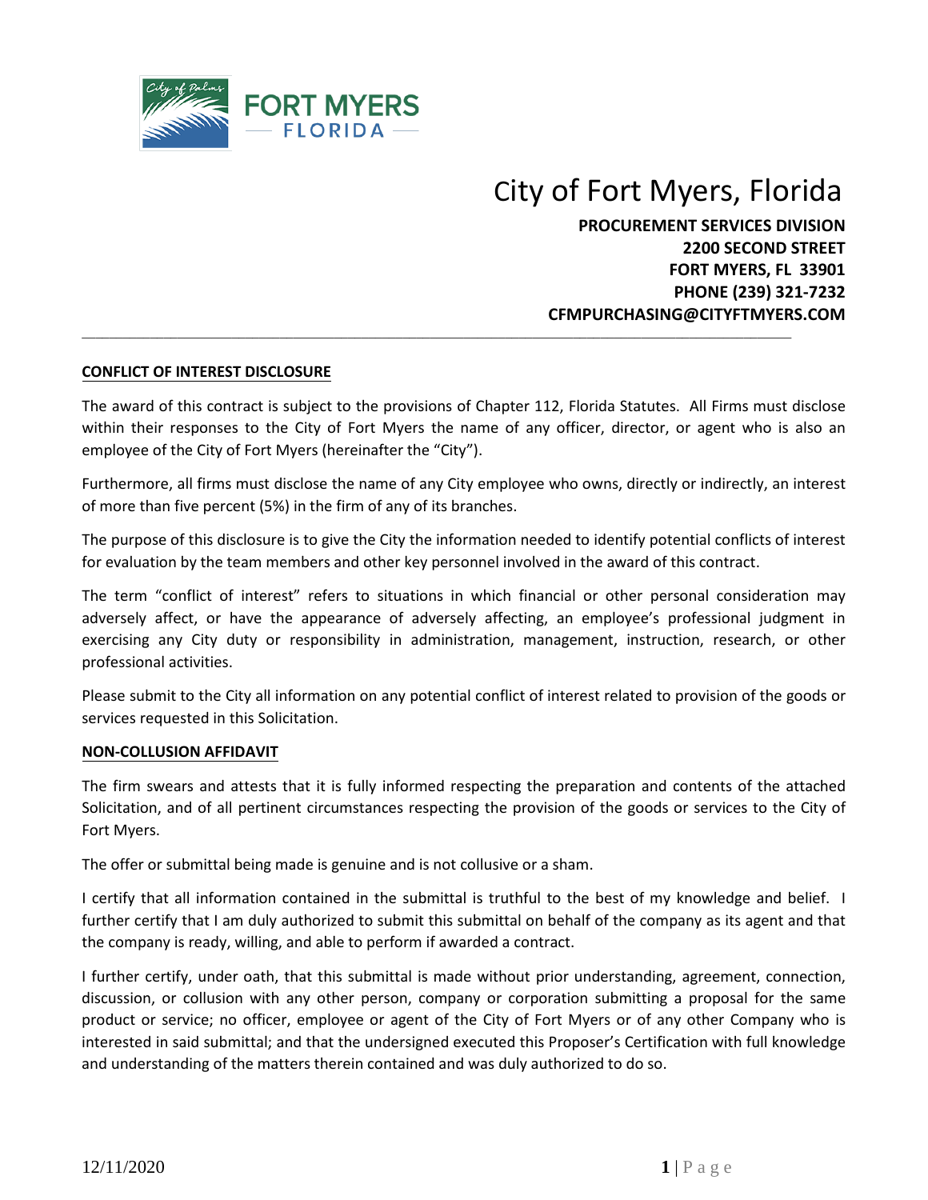# City of Fort Myers, Florida

**PROCUREMENT SERVICES DIVISION**
**2200 SECOND STREET**
**FORT MYERS, FL 33901**
**PHONE (239) 321-7232**
**CFMPURCHASING@CITYFTMYERS.COM**

---

**CONFLICT OF INTEREST DISCLOSURE**

The award of this contract is subject to the provisions of Chapter 112, Florida Statutes. All Firms must disclose within their responses to the City of Fort Myers the name of any officer, director, or agent who is also an employee of the City of Fort Myers (hereinafter the "City").

Furthermore, all firms must disclose the name of any City employee who owns, directly or indirectly, an interest of more than five percent (5%) in the firm of any of its branches.

The purpose of this disclosure is to give the City the information needed to identify potential conflicts of interest for evaluation by the team members and other key personnel involved in the award of this contract.

The term "conflict of interest" refers to situations in which financial or other personal consideration may adversely affect, or have the appearance of adversely affecting, an employee's professional judgment in exercising any City duty or responsibility in administration, management, instruction, research, or other professional activities.

Please submit to the City all information on any potential conflict of interest related to provision of the goods or services requested in this Solicitation.

**NON-COLLUSION AFFIDAVIT**

The firm swears and attests that it is fully informed respecting the preparation and contents of the attached Solicitation, and of all pertinent circumstances respecting the provision of the goods or services to the City of Fort Myers.

The offer or submittal being made is genuine and is not collusive or a sham.

I certify that all information contained in the submittal is truthful to the best of my knowledge and belief. I further certify that I am duly authorized to submit this submittal on behalf of the company as its agent and that the company is ready, willing, and able to perform if awarded a contract.

I further certify, under oath, that this submittal is made without prior understanding, agreement, connection, discussion, or collusion with any other person, company or corporation submitting a proposal for the same product or service; no officer, employee or agent of the City of Fort Myers or of any other Company who is interested in said submittal; and that the undersigned executed this Proposer's Certification with full knowledge and understanding of the matters therein contained and was duly authorized to do so.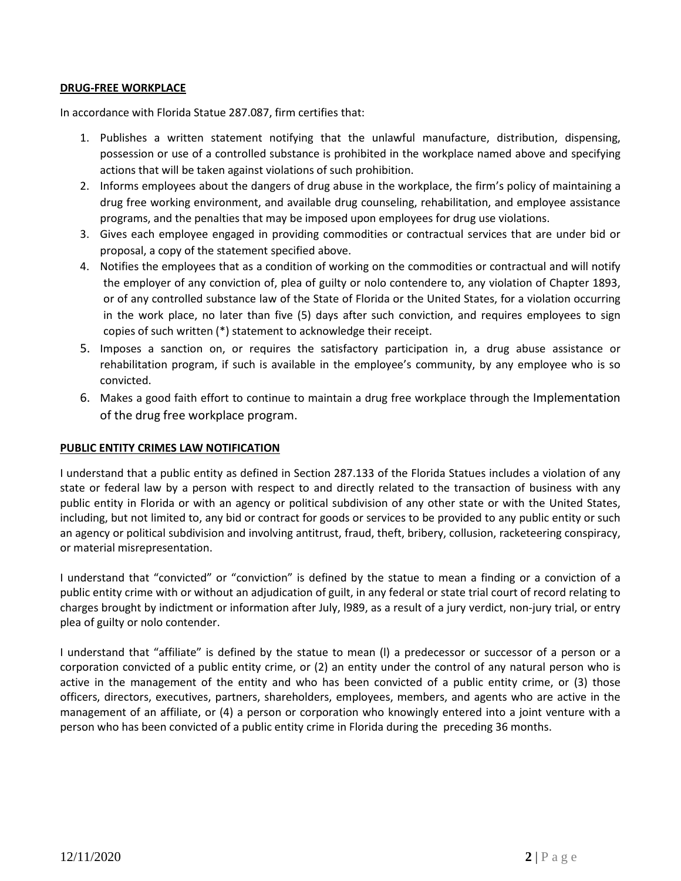**DRUG-FREE WORKPLACE**

In accordance with Florida Statue 287.087, firm certifies that:

1. Publishes a written statement notifying that the unlawful manufacture, distribution, dispensing, possession or use of a controlled substance is prohibited in the workplace named above and specifying actions that will be taken against violations of such prohibition.
2. Informs employees about the dangers of drug abuse in the workplace, the firm's policy of maintaining a drug free working environment, and available drug counseling, rehabilitation, and employee assistance programs, and the penalties that may be imposed upon employees for drug use violations.
3. Gives each employee engaged in providing commodities or contractual services that are under bid or proposal, a copy of the statement specified above.
4. Notifies the employees that as a condition of working on the commodities or contractual and will notify the employer of any conviction of, plea of guilty or nolo contendere to, any violation of Chapter 1893, or of any controlled substance law of the State of Florida or the United States, for a violation occurring in the work place, no later than five (5) days after such conviction, and requires employees to sign copies of such written (*) statement to acknowledge their receipt.
5. Imposes a sanction on, or requires the satisfactory participation in, a drug abuse assistance or rehabilitation program, if such is available in the employee's community, by any employee who is so convicted.
6. Makes a good faith effort to continue to maintain a drug free workplace through the Implementation of the drug free workplace program.

**PUBLIC ENTITY CRIMES LAW NOTIFICATION**

I understand that a public entity as defined in Section 287.133 of the Florida Statues includes a violation of any state or federal law by a person with respect to and directly related to the transaction of business with any public entity in Florida or with an agency or political subdivision of any other state or with the United States, including, but not limited to, any bid or contract for goods or services to be provided to any public entity or such an agency or political subdivision and involving antitrust, fraud, theft, bribery, collusion, racketeering conspiracy, or material misrepresentation.

I understand that "convicted" or "conviction" is defined by the statue to mean a finding or a conviction of a public entity crime with or without an adjudication of guilt, in any federal or state trial court of record relating to charges brought by indictment or information after July, l989, as a result of a jury verdict, non-jury trial, or entry plea of guilty or nolo contender.

I understand that "affiliate" is defined by the statue to mean (l) a predecessor or successor of a person or a corporation convicted of a public entity crime, or (2) an entity under the control of any natural person who is active in the management of the entity and who has been convicted of a public entity crime, or (3) those officers, directors, executives, partners, shareholders, employees, members, and agents who are active in the management of an affiliate, or (4) a person or corporation who knowingly entered into a joint venture with a person who has been convicted of a public entity crime in Florida during the preceding 36 months.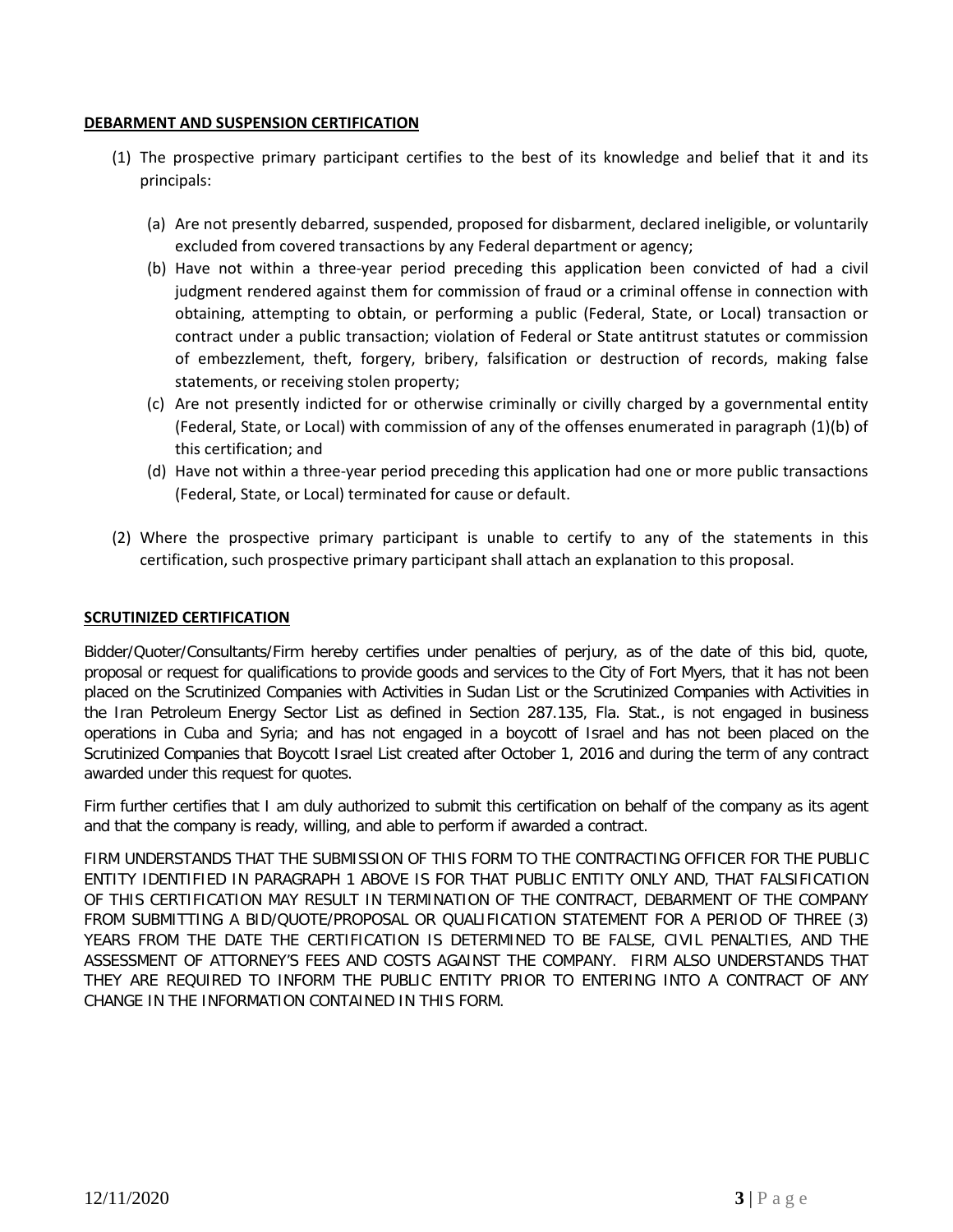**DEBARMENT AND SUSPENSION CERTIFICATION**

(1) The prospective primary participant certifies to the best of its knowledge and belief that it and its principals:

   (a) Are not presently debarred, suspended, proposed for disbarment, declared ineligible, or voluntarily excluded from covered transactions by any Federal department or agency;

   (b) Have not within a three-year period preceding this application been convicted of had a civil judgment rendered against them for commission of fraud or a criminal offense in connection with obtaining, attempting to obtain, or performing a public (Federal, State, or Local) transaction or contract under a public transaction; violation of Federal or State antitrust statutes or commission of embezzlement, theft, forgery, bribery, falsification or destruction of records, making false statements, or receiving stolen property;

   (c) Are not presently indicted for or otherwise criminally or civilly charged by a governmental entity (Federal, State, or Local) with commission of any of the offenses enumerated in paragraph (1)(b) of this certification; and

   (d) Have not within a three-year period preceding this application had one or more public transactions (Federal, State, or Local) terminated for cause or default.

(2) Where the prospective primary participant is unable to certify to any of the statements in this certification, such prospective primary participant shall attach an explanation to this proposal.

**SCRUTINIZED CERTIFICATION**

Bidder/Quoter/Consultants/Firm hereby certifies under penalties of perjury, as of the date of this bid, quote, proposal or request for qualifications to provide goods and services to the City of Fort Myers, that it has not been placed on the Scrutinized Companies with Activities in Sudan List or the Scrutinized Companies with Activities in the Iran Petroleum Energy Sector List as defined in Section 287.135, Fla. Stat., is not engaged in business operations in Cuba and Syria; and has not engaged in a boycott of Israel and has not been placed on the Scrutinized Companies that Boycott Israel List created after October 1, 2016 and during the term of any contract awarded under this request for quotes.

Firm further certifies that I am duly authorized to submit this certification on behalf of the company as its agent and that the company is ready, willing, and able to perform if awarded a contract.

FIRM UNDERSTANDS THAT THE SUBMISSION OF THIS FORM TO THE CONTRACTING OFFICER FOR THE PUBLIC ENTITY IDENTIFIED IN PARAGRAPH 1 ABOVE IS FOR THAT PUBLIC ENTITY ONLY AND, THAT FALSIFICATION OF THIS CERTIFICATION MAY RESULT IN TERMINATION OF THE CONTRACT, DEBARMENT OF THE COMPANY FROM SUBMITTING A BID/QUOTE/PROPOSAL OR QUALIFICATION STATEMENT FOR A PERIOD OF THREE (3) YEARS FROM THE DATE THE CERTIFICATION IS DETERMINED TO BE FALSE, CIVIL PENALTIES, AND THE ASSESSMENT OF ATTORNEY'S FEES AND COSTS AGAINST THE COMPANY. FIRM ALSO UNDERSTANDS THAT THEY ARE REQUIRED TO INFORM THE PUBLIC ENTITY PRIOR TO ENTERING INTO A CONTRACT OF ANY CHANGE IN THE INFORMATION CONTAINED IN THIS FORM.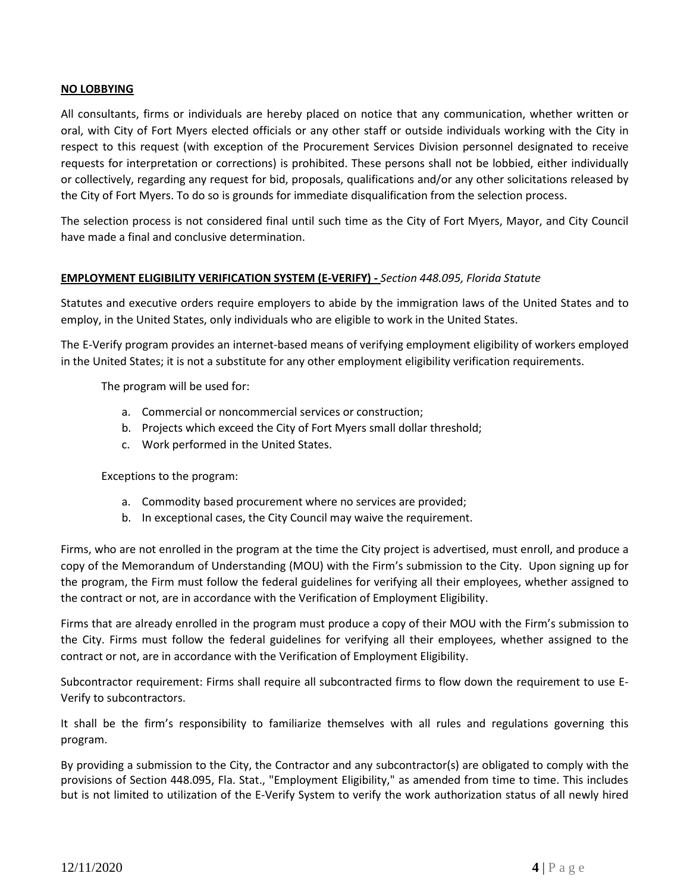**NO LOBBYING**

All consultants, firms or individuals are hereby placed on notice that any communication, whether written or oral, with City of Fort Myers elected officials or any other staff or outside individuals working with the City in respect to this request (with exception of the Procurement Services Division personnel designated to receive requests for interpretation or corrections) is prohibited. These persons shall not be lobbied, either individually or collectively, regarding any request for bid, proposals, qualifications and/or any other solicitations released by the City of Fort Myers. To do so is grounds for immediate disqualification from the selection process.

The selection process is not considered final until such time as the City of Fort Myers, Mayor, and City Council have made a final and conclusive determination.

**EMPLOYMENT ELIGIBILITY VERIFICATION SYSTEM (E-VERIFY) -** *Section 448.095, Florida Statute*

Statutes and executive orders require employers to abide by the immigration laws of the United States and to employ, in the United States, only individuals who are eligible to work in the United States.

The E-Verify program provides an internet-based means of verifying employment eligibility of workers employed in the United States; it is not a substitute for any other employment eligibility verification requirements.

The program will be used for:

a. Commercial or noncommercial services or construction;
b. Projects which exceed the City of Fort Myers small dollar threshold;
c. Work performed in the United States.

Exceptions to the program:

a. Commodity based procurement where no services are provided;
b. In exceptional cases, the City Council may waive the requirement.

Firms, who are not enrolled in the program at the time the City project is advertised, must enroll, and produce a copy of the Memorandum of Understanding (MOU) with the Firm's submission to the City. Upon signing up for the program, the Firm must follow the federal guidelines for verifying all their employees, whether assigned to the contract or not, are in accordance with the Verification of Employment Eligibility.

Firms that are already enrolled in the program must produce a copy of their MOU with the Firm's submission to the City. Firms must follow the federal guidelines for verifying all their employees, whether assigned to the contract or not, are in accordance with the Verification of Employment Eligibility.

Subcontractor requirement: Firms shall require all subcontracted firms to flow down the requirement to use E-Verify to subcontractors.

It shall be the firm's responsibility to familiarize themselves with all rules and regulations governing this program.

By providing a submission to the City, the Contractor and any subcontractor(s) are obligated to comply with the provisions of Section 448.095, Fla. Stat., "Employment Eligibility," as amended from time to time. This includes but is not limited to utilization of the E-Verify System to verify the work authorization status of all newly hired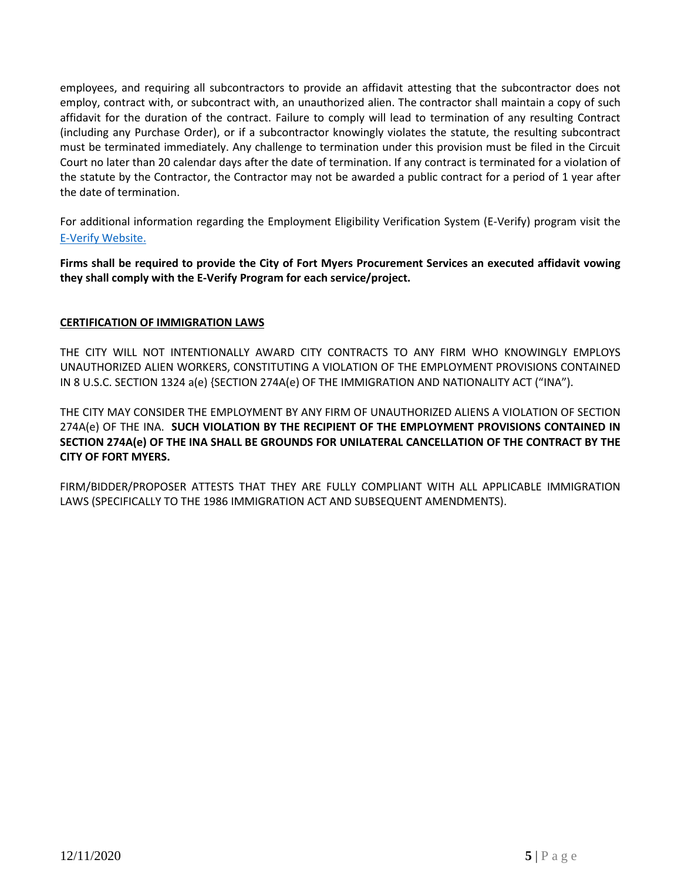employees, and requiring all subcontractors to provide an affidavit attesting that the subcontractor does not employ, contract with, or subcontract with, an unauthorized alien. The contractor shall maintain a copy of such affidavit for the duration of the contract. Failure to comply will lead to termination of any resulting Contract (including any Purchase Order), or if a subcontractor knowingly violates the statute, the resulting subcontract must be terminated immediately. Any challenge to termination under this provision must be filed in the Circuit Court no later than 20 calendar days after the date of termination. If any contract is terminated for a violation of the statute by the Contractor, the Contractor may not be awarded a public contract for a period of 1 year after the date of termination.

For additional information regarding the Employment Eligibility Verification System (E-Verify) program visit the E-Verify Website.

**Firms shall be required to provide the City of Fort Myers Procurement Services an executed affidavit vowing they shall comply with the E-Verify Program for each service/project.**

**CERTIFICATION OF IMMIGRATION LAWS**

THE CITY WILL NOT INTENTIONALLY AWARD CITY CONTRACTS TO ANY FIRM WHO KNOWINGLY EMPLOYS UNAUTHORIZED ALIEN WORKERS, CONSTITUTING A VIOLATION OF THE EMPLOYMENT PROVISIONS CONTAINED IN 8 U.S.C. SECTION 1324 a(e) {SECTION 274A(e) OF THE IMMIGRATION AND NATIONALITY ACT ("INA").

THE CITY MAY CONSIDER THE EMPLOYMENT BY ANY FIRM OF UNAUTHORIZED ALIENS A VIOLATION OF SECTION 274A(e) OF THE INA. **SUCH VIOLATION BY THE RECIPIENT OF THE EMPLOYMENT PROVISIONS CONTAINED IN SECTION 274A(e) OF THE INA SHALL BE GROUNDS FOR UNILATERAL CANCELLATION OF THE CONTRACT BY THE CITY OF FORT MYERS.**

FIRM/BIDDER/PROPOSER ATTESTS THAT THEY ARE FULLY COMPLIANT WITH ALL APPLICABLE IMMIGRATION LAWS (SPECIFICALLY TO THE 1986 IMMIGRATION ACT AND SUBSEQUENT AMENDMENTS).